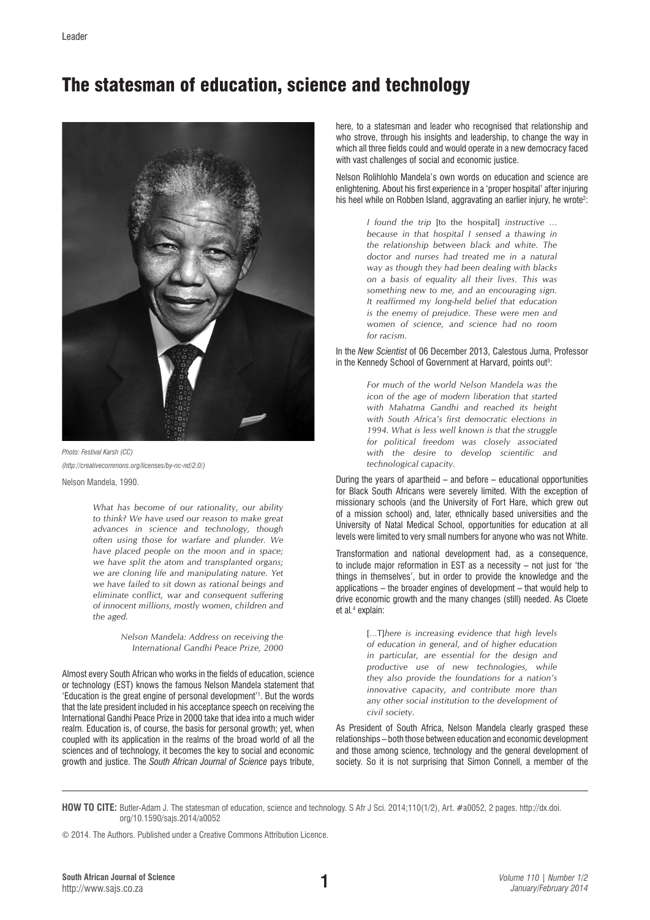# The statesman of education, science and technology

*Photo: Festival Karsh (CC) (http://creativecommons.org/licenses/by-nc-nd/2.0/)*

Nelson Mandela, 1990.

> *What has become of our rationality, our ability to think? We have used our reason to make great advances in science and technology, though often using those for warfare and plunder. We have placed people on the moon and in space; we have split the atom and transplanted organs; we are cloning life and manipulating nature. Yet we have failed to sit down as rational beings and eliminate conflict, war and consequent suffering of innocent millions, mostly women, children and the aged.*
>
> *Nelson Mandela: Address on receiving the International Gandhi Peace Prize, 2000*

Almost every South African who works in the fields of education, science or technology (EST) knows the famous Nelson Mandela statement that 'Education is the great engine of personal development'[1]. But the words that the late president included in his acceptance speech on receiving the International Gandhi Peace Prize in 2000 take that idea into a much wider realm. Education is, of course, the basis for personal growth; yet, when coupled with its application in the realms of the broad world of all the sciences and of technology, it becomes the key to social and economic growth and justice. The *South African Journal of Science* pays tribute, here, to a statesman and leader who recognised that relationship and who strove, through his insights and leadership, to change the way in which all three fields could and would operate in a new democracy faced with vast challenges of social and economic justice.

Nelson Rolihlohlo Mandela's own words on education and science are enlightening. About his first experience in a 'proper hospital' after injuring his heel while on Robben Island, aggravating an earlier injury, he wrote[2]:

> *I found the trip* [to the hospital] *instructive … because in that hospital I sensed a thawing in the relationship between black and white. The doctor and nurses had treated me in a natural way as though they had been dealing with blacks on a basis of equality all their lives. This was something new to me, and an encouraging sign. It reaffirmed my long-held belief that education is the enemy of prejudice. These were men and women of science, and science had no room for racism.*

In the *New Scientist* of 06 December 2013, Calestous Juma, Professor in the Kennedy School of Government at Harvard, points out[3]:

> *For much of the world Nelson Mandela was the icon of the age of modern liberation that started with Mahatma Gandhi and reached its height with South Africa's first democratic elections in 1994. What is less well known is that the struggle for political freedom was closely associated with the desire to develop scientific and technological capacity.*

During the years of apartheid – and before – educational opportunities for Black South Africans were severely limited. With the exception of missionary schools (and the University of Fort Hare, which grew out of a mission school) and, later, ethnically based universities and the University of Natal Medical School, opportunities for education at all levels were limited to very small numbers for anyone who was not White.

Transformation and national development had, as a consequence, to include major reformation in EST as a necessity – not just for 'the things in themselves', but in order to provide the knowledge and the applications – the broader engines of development – that would help to drive economic growth and the many changes (still) needed. As Cloete et al.[4] explain:

> [...T]*here is increasing evidence that high levels of education in general, and of higher education in particular, are essential for the design and productive use of new technologies, while they also provide the foundations for a nation's innovative capacity, and contribute more than any other social institution to the development of civil society.*

As President of South Africa, Nelson Mandela clearly grasped these relationships – both those between education and economic development and those among science, technology and the general development of society. So it is not surprising that Simon Connell, a member of the

**HOW TO CITE:** Butler-Adam J. The statesman of education, science and technology. S Afr J Sci. 2014;110(1/2), Art. #a0052, 2 pages. http://dx.doi.org/10.1590/sajs.2014/a0052

© 2014. The Authors. Published under a Creative Commons Attribution Licence.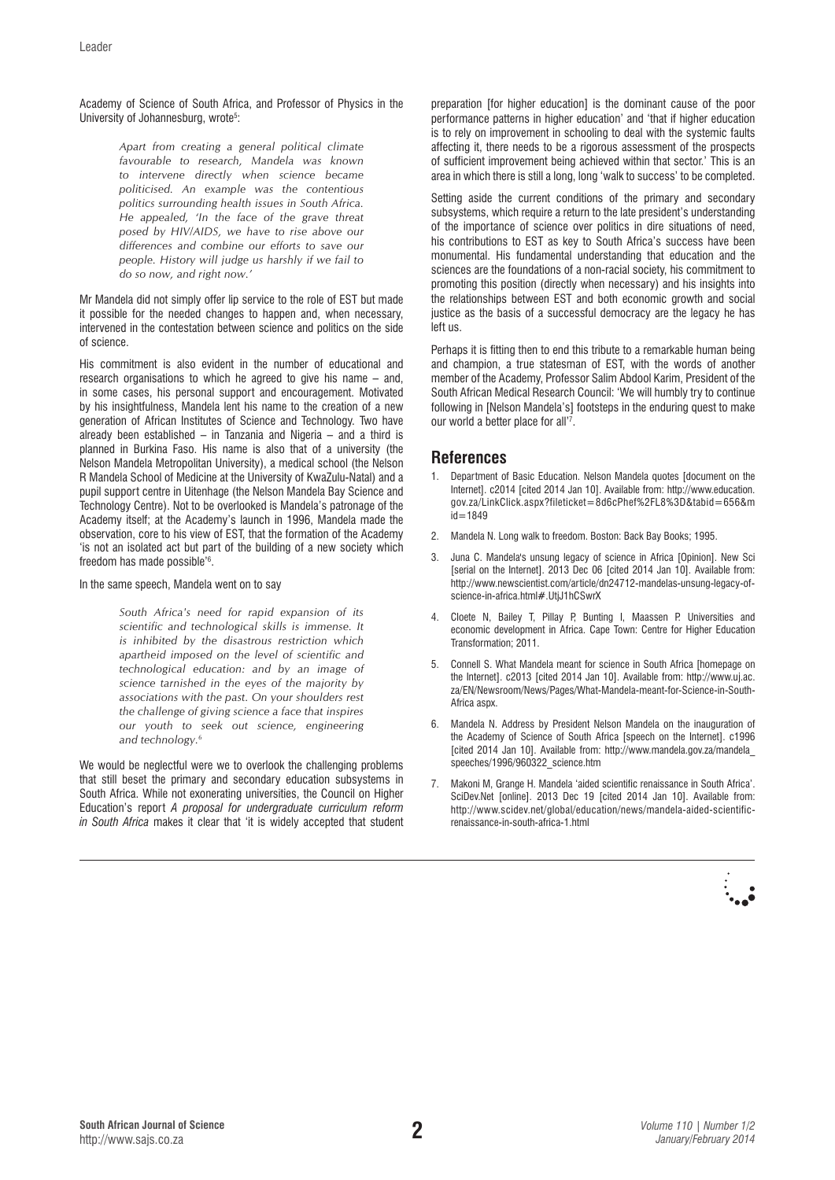Academy of Science of South Africa, and Professor of Physics in the University of Johannesburg, wrote[5]:

> *Apart from creating a general political climate favourable to research, Mandela was known to intervene directly when science became politicised. An example was the contentious politics surrounding health issues in South Africa. He appealed, 'In the face of the grave threat posed by HIV/AIDS, we have to rise above our differences and combine our efforts to save our people. History will judge us harshly if we fail to do so now, and right now.'*

Mr Mandela did not simply offer lip service to the role of EST but made it possible for the needed changes to happen and, when necessary, intervened in the contestation between science and politics on the side of science.

His commitment is also evident in the number of educational and research organisations to which he agreed to give his name – and, in some cases, his personal support and encouragement. Motivated by his insightfulness, Mandela lent his name to the creation of a new generation of African Institutes of Science and Technology. Two have already been established – in Tanzania and Nigeria – and a third is planned in Burkina Faso. His name is also that of a university (the Nelson Mandela Metropolitan University), a medical school (the Nelson R Mandela School of Medicine at the University of KwaZulu-Natal) and a pupil support centre in Uitenhage (the Nelson Mandela Bay Science and Technology Centre). Not to be overlooked is Mandela's patronage of the Academy itself; at the Academy's launch in 1996, Mandela made the observation, core to his view of EST, that the formation of the Academy 'is not an isolated act but part of the building of a new society which freedom has made possible'[6].

In the same speech, Mandela went on to say

> *South Africa's need for rapid expansion of its scientific and technological skills is immense. It is inhibited by the disastrous restriction which apartheid imposed on the level of scientific and technological education: and by an image of science tarnished in the eyes of the majority by associations with the past. On your shoulders rest the challenge of giving science a face that inspires our youth to seek out science, engineering and technology.*[6]

We would be neglectful were we to overlook the challenging problems that still beset the primary and secondary education subsystems in South Africa. While not exonerating universities, the Council on Higher Education's report *A proposal for undergraduate curriculum reform in South Africa* makes it clear that 'it is widely accepted that student preparation [for higher education] is the dominant cause of the poor performance patterns in higher education' and 'that if higher education is to rely on improvement in schooling to deal with the systemic faults affecting it, there needs to be a rigorous assessment of the prospects of sufficient improvement being achieved within that sector.' This is an area in which there is still a long, long 'walk to success' to be completed.

Setting aside the current conditions of the primary and secondary subsystems, which require a return to the late president's understanding of the importance of science over politics in dire situations of need, his contributions to EST as key to South Africa's success have been monumental. His fundamental understanding that education and the sciences are the foundations of a non-racial society, his commitment to promoting this position (directly when necessary) and his insights into the relationships between EST and both economic growth and social justice as the basis of a successful democracy are the legacy he has left us.

Perhaps it is fitting then to end this tribute to a remarkable human being and champion, a true statesman of EST, with the words of another member of the Academy, Professor Salim Abdool Karim, President of the South African Medical Research Council: 'We will humbly try to continue following in [Nelson Mandela's] footsteps in the enduring quest to make our world a better place for all'[7].

## References

1. Department of Basic Education. Nelson Mandela quotes [document on the Internet]. c2014 [cited 2014 Jan 10]. Available from: http://www.education.gov.za/LinkClick.aspx?fileticket=8d6cPhef%2FL8%3D&tabid=656&mid=1849
2. Mandela N. Long walk to freedom. Boston: Back Bay Books; 1995.
3. Juna C. Mandela's unsung legacy of science in Africa [Opinion]. New Sci [serial on the Internet]. 2013 Dec 06 [cited 2014 Jan 10]. Available from: http://www.newscientist.com/article/dn24712-mandelas-unsung-legacy-of-science-in-africa.html#.UtjJ1hCSwrX
4. Cloete N, Bailey T, Pillay P, Bunting I, Maassen P. Universities and economic development in Africa. Cape Town: Centre for Higher Education Transformation; 2011.
5. Connell S. What Mandela meant for science in South Africa [homepage on the Internet]. c2013 [cited 2014 Jan 10]. Available from: http://www.uj.ac.za/EN/Newsroom/News/Pages/What-Mandela-meant-for-Science-in-South-Africa aspx.
6. Mandela N. Address by President Nelson Mandela on the inauguration of the Academy of Science of South Africa [speech on the Internet]. c1996 [cited 2014 Jan 10]. Available from: http://www.mandela.gov.za/mandela_speeches/1996/960322_science.htm
7. Makoni M, Grange H. Mandela 'aided scientific renaissance in South Africa'. SciDev.Net [online]. 2013 Dec 19 [cited 2014 Jan 10]. Available from: http://www.scidev.net/global/education/news/mandela-aided-scientific-renaissance-in-south-africa-1.html